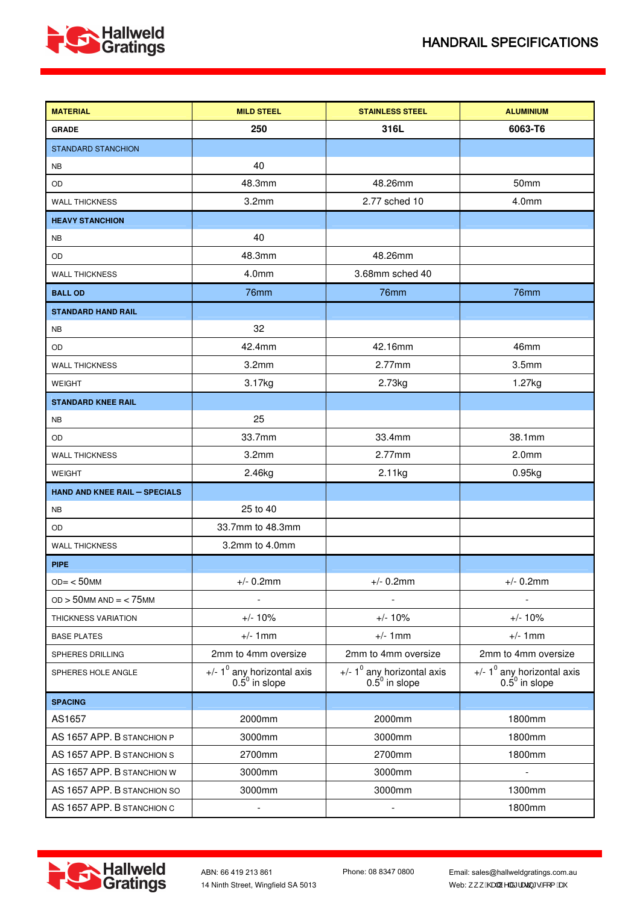# HANDRAIL SPECIFICATIONS

| MATERIAL | MILD STEEL | STAINLESS STEEL | ALUMINIUM |
|---|---|---|---|
| GRADE | 250 | 316L | 6063-T6 |
| STANDARD STANCHION | | | |
| NB | 40 | | |
| OD | 48.3mm | 48.26mm | 50mm |
| WALL THICKNESS | 3.2mm | 2.77 sched 10 | 4.0mm |
| HEAVY STANCHION | | | |
| NB | 40 | | |
| OD | 48.3mm | 48.26mm | |
| WALL THICKNESS | 4.0mm | 3.68mm sched 40 | |
| BALL OD | 76mm | 76mm | 76mm |
| STANDARD HAND RAIL | | | |
| NB | 32 | | |
| OD | 42.4mm | 42.16mm | 46mm |
| WALL THICKNESS | 3.2mm | 2.77mm | 3.5mm |
| WEIGHT | 3.17kg | 2.73kg | 1.27kg |
| STANDARD KNEE RAIL | | | |
| NB | 25 | | |
| OD | 33.7mm | 33.4mm | 38.1mm |
| WALL THICKNESS | 3.2mm | 2.77mm | 2.0mm |
| WEIGHT | 2.46kg | 2.11kg | 0.95kg |
| HAND AND KNEE RAIL – SPECIALS | | | |
| NB | 25 to 40 | | |
| OD | 33.7mm to 48.3mm | | |
| WALL THICKNESS | 3.2mm to 4.0mm | | |
| PIPE | | | |
| OD= < 50MM | +/- 0.2mm | +/- 0.2mm | +/- 0.2mm |
| OD > 50MM AND = < 75MM | - | - | - |
| THICKNESS VARIATION | +/- 10% | +/- 10% | +/- 10% |
| BASE PLATES | +/- 1mm | +/- 1mm | +/- 1mm |
| SPHERES DRILLING | 2mm to 4mm oversize | 2mm to 4mm oversize | 2mm to 4mm oversize |
| SPHERES HOLE ANGLE | +/- $1^0$ any horizontal axis $0.5^0$ in slope | +/- $1^0$ any horizontal axis $0.5^0$ in slope | +/- $1^0$ any horizontal axis $0.5^0$ in slope |
| SPACING | | | |
| AS1657 | 2000mm | 2000mm | 1800mm |
| AS 1657 APP. B STANCHION P | 3000mm | 3000mm | 1800mm |
| AS 1657 APP. B STANCHION S | 2700mm | 2700mm | 1800mm |
| AS 1657 APP. B STANCHION W | 3000mm | 3000mm | - |
| AS 1657 APP. B STANCHION SO | 3000mm | 3000mm | 1300mm |
| AS 1657 APP. B STANCHION C | - | - | 1800mm |

ABN: 66 419 213 861
14 Ninth Street, Wingfield SA 5013

Phone: 08 8347 0800

Email: sales@hallweldgratings.com.au
Web: www.hallweldgratings.com.au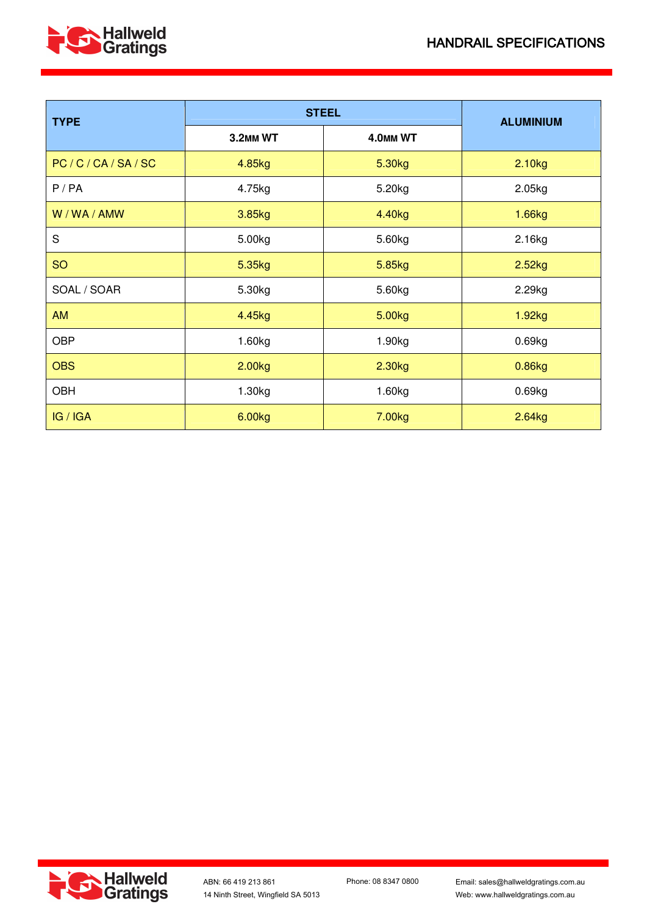# HANDRAIL SPECIFICATIONS

| TYPE | STEEL | | ALUMINIUM |
|---|---|---|---|
| | 3.2MM WT | 4.0MM WT | |
| PC / C / CA / SA / SC | 4.85kg | 5.30kg | 2.10kg |
| P / PA | 4.75kg | 5.20kg | 2.05kg |
| W / WA / AMW | 3.85kg | 4.40kg | 1.66kg |
| S | 5.00kg | 5.60kg | 2.16kg |
| SO | 5.35kg | 5.85kg | 2.52kg |
| SOAL / SOAR | 5.30kg | 5.60kg | 2.29kg |
| AM | 4.45kg | 5.00kg | 1.92kg |
| OBP | 1.60kg | 1.90kg | 0.69kg |
| OBS | 2.00kg | 2.30kg | 0.86kg |
| OBH | 1.30kg | 1.60kg | 0.69kg |
| IG / IGA | 6.00kg | 7.00kg | 2.64kg |